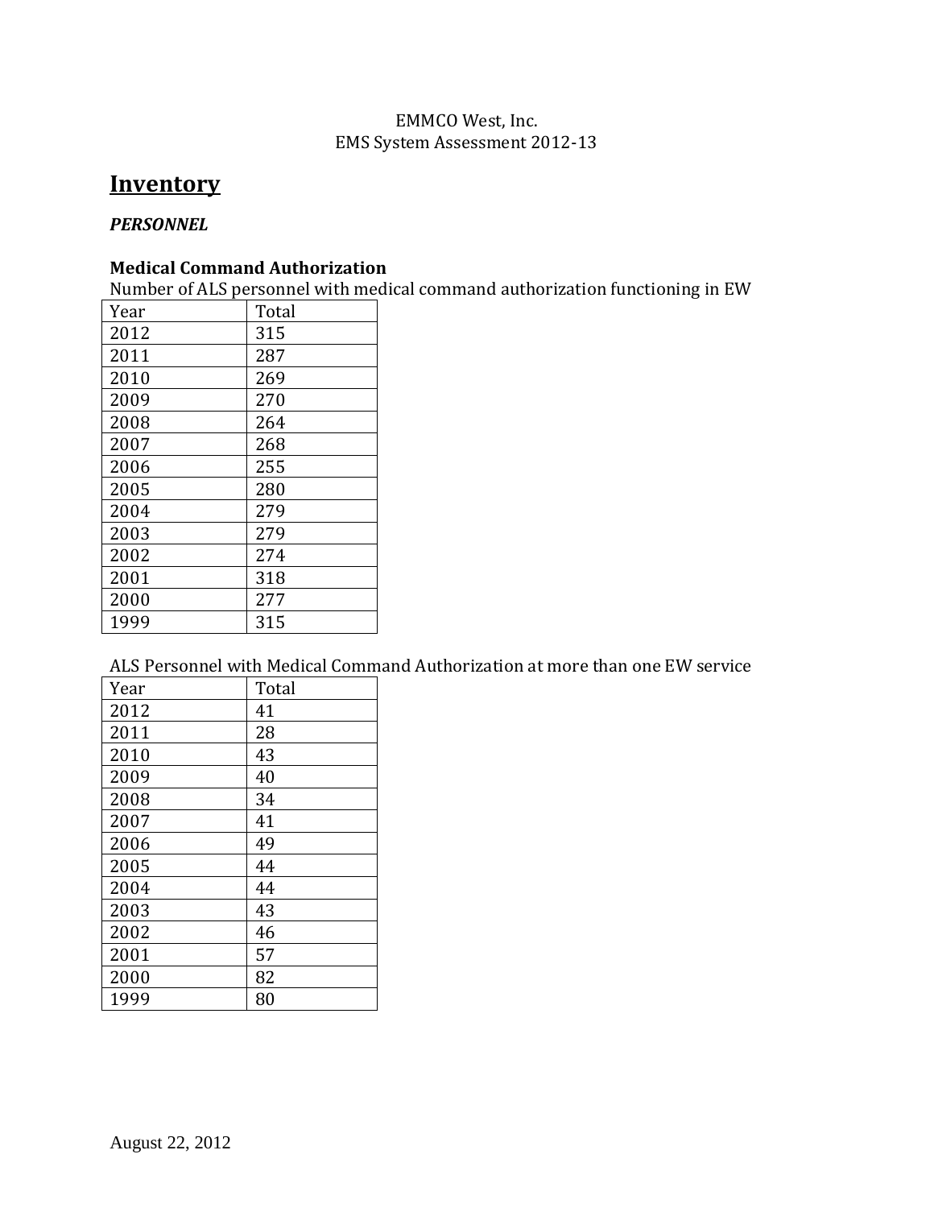EMMCO West, Inc.
EMS System Assessment 2012-13

# Inventory

## *PERSONNEL*

### Medical Command Authorization

Number of ALS personnel with medical command authorization functioning in EW

| Year | Total |
|---|---|
| 2012 | 315 |
| 2011 | 287 |
| 2010 | 269 |
| 2009 | 270 |
| 2008 | 264 |
| 2007 | 268 |
| 2006 | 255 |
| 2005 | 280 |
| 2004 | 279 |
| 2003 | 279 |
| 2002 | 274 |
| 2001 | 318 |
| 2000 | 277 |
| 1999 | 315 |

ALS Personnel with Medical Command Authorization at more than one EW service

| Year | Total |
|---|---|
| 2012 | 41 |
| 2011 | 28 |
| 2010 | 43 |
| 2009 | 40 |
| 2008 | 34 |
| 2007 | 41 |
| 2006 | 49 |
| 2005 | 44 |
| 2004 | 44 |
| 2003 | 43 |
| 2002 | 46 |
| 2001 | 57 |
| 2000 | 82 |
| 1999 | 80 |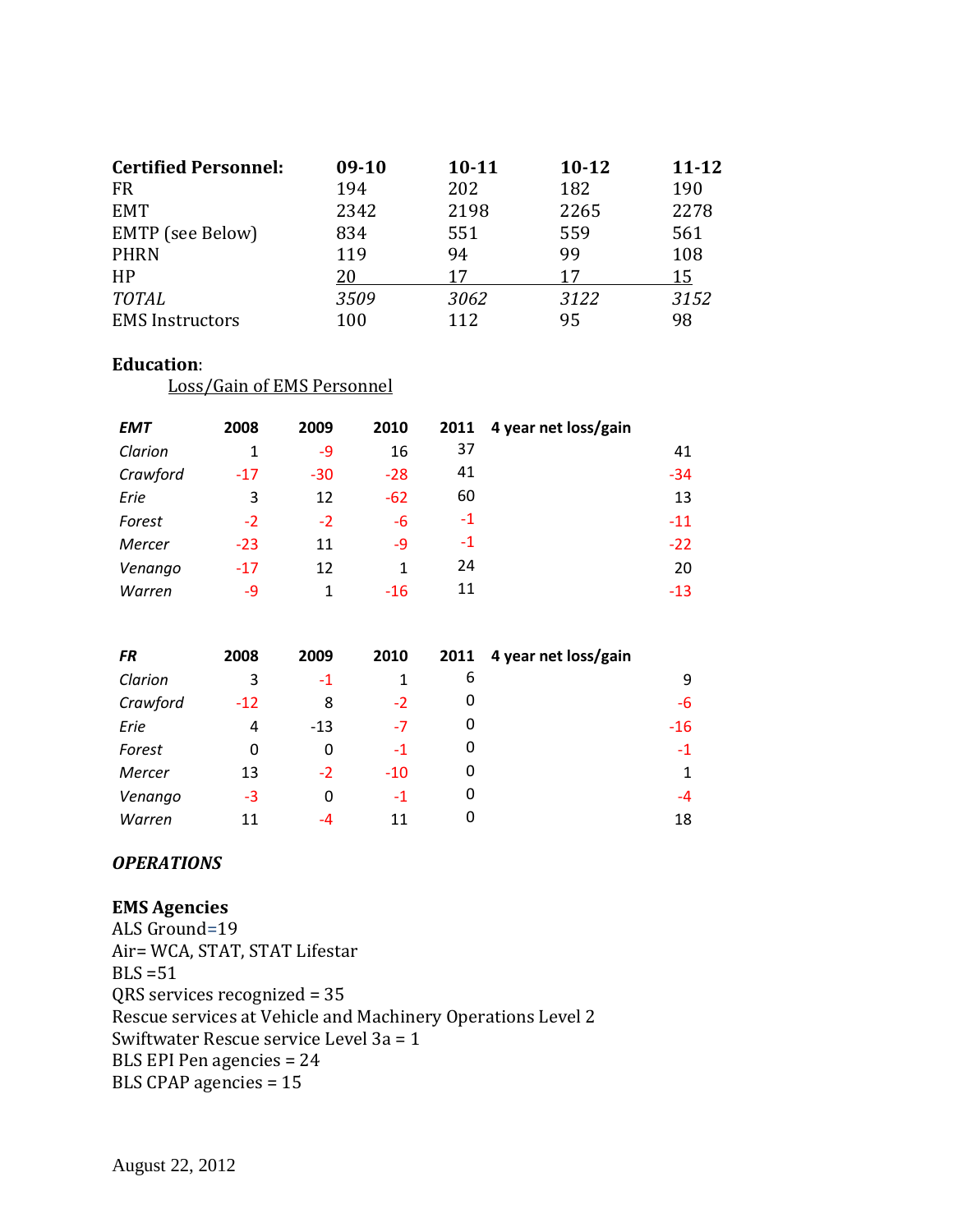| **Certified Personnel:** | **09-10** | **10-11** | **10-12** | **11-12** |
|---|---|---|---|---|
| FR | 194 | 202 | 182 | 190 |
| EMT | 2342 | 2198 | 2265 | 2278 |
| EMTP (see Below) | 834 | 551 | 559 | 561 |
| PHRN | 119 | 94 | 99 | 108 |
| HP | 20 | 17 | 17 | 15 |
| *TOTAL* | *3509* | *3062* | *3122* | *3152* |
| EMS Instructors | 100 | 112 | 95 | 98 |

**Education**:

Loss/Gain of EMS Personnel

| ***EMT*** | **2008** | **2009** | **2010** | **2011** | **4 year net loss/gain** |
|---|---|---|---|---|---|
| *Clarion* | 1 | -9 | 16 | 37 | 41 |
| *Crawford* | -17 | -30 | -28 | 41 | -34 |
| *Erie* | 3 | 12 | -62 | 60 | 13 |
| *Forest* | -2 | -2 | -6 | -1 | -11 |
| *Mercer* | -23 | 11 | -9 | -1 | -22 |
| *Venango* | -17 | 12 | 1 | 24 | 20 |
| *Warren* | -9 | 1 | -16 | 11 | -13 |

| ***FR*** | **2008** | **2009** | **2010** | **2011** | **4 year net loss/gain** |
|---|---|---|---|---|---|
| *Clarion* | 3 | -1 | 1 | 6 | 9 |
| *Crawford* | -12 | 8 | -2 | 0 | -6 |
| *Erie* | 4 | -13 | -7 | 0 | -16 |
| *Forest* | 0 | 0 | -1 | 0 | -1 |
| *Mercer* | 13 | -2 | -10 | 0 | 1 |
| *Venango* | -3 | 0 | -1 | 0 | -4 |
| *Warren* | 11 | -4 | 11 | 0 | 18 |

***OPERATIONS***

**EMS Agencies**

ALS Ground=19

Air= WCA, STAT, STAT Lifestar

BLS =51

QRS services recognized = 35

Rescue services at Vehicle and Machinery Operations Level 2

Swiftwater Rescue service Level 3a = 1

BLS EPI Pen agencies = 24

BLS CPAP agencies = 15

August 22, 2012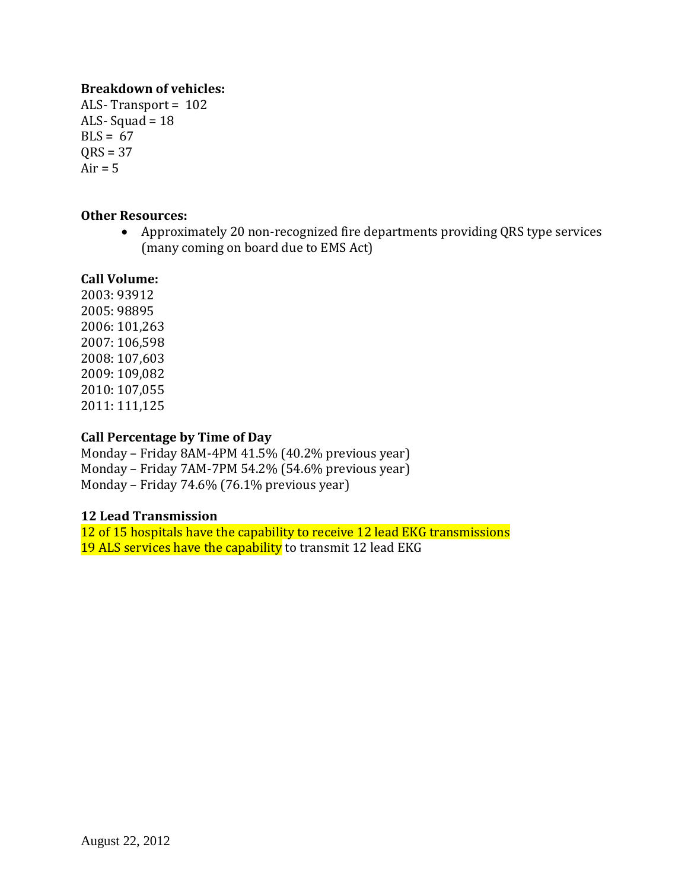**Breakdown of vehicles:**

ALS- Transport = 102
ALS- Squad = 18
BLS = 67
QRS = 37
Air = 5

**Other Resources:**

- Approximately 20 non-recognized fire departments providing QRS type services (many coming on board due to EMS Act)

**Call Volume:**

2003: 93912
2005: 98895
2006: 101,263
2007: 106,598
2008: 107,603
2009: 109,082
2010: 107,055
2011: 111,125

**Call Percentage by Time of Day**

Monday – Friday 8AM-4PM 41.5% (40.2% previous year)
Monday – Friday 7AM-7PM 54.2% (54.6% previous year)
Monday – Friday 74.6% (76.1% previous year)

**12 Lead Transmission**

12 of 15 hospitals have the capability to receive 12 lead EKG transmissions
19 ALS services have the capability to transmit 12 lead EKG

August 22, 2012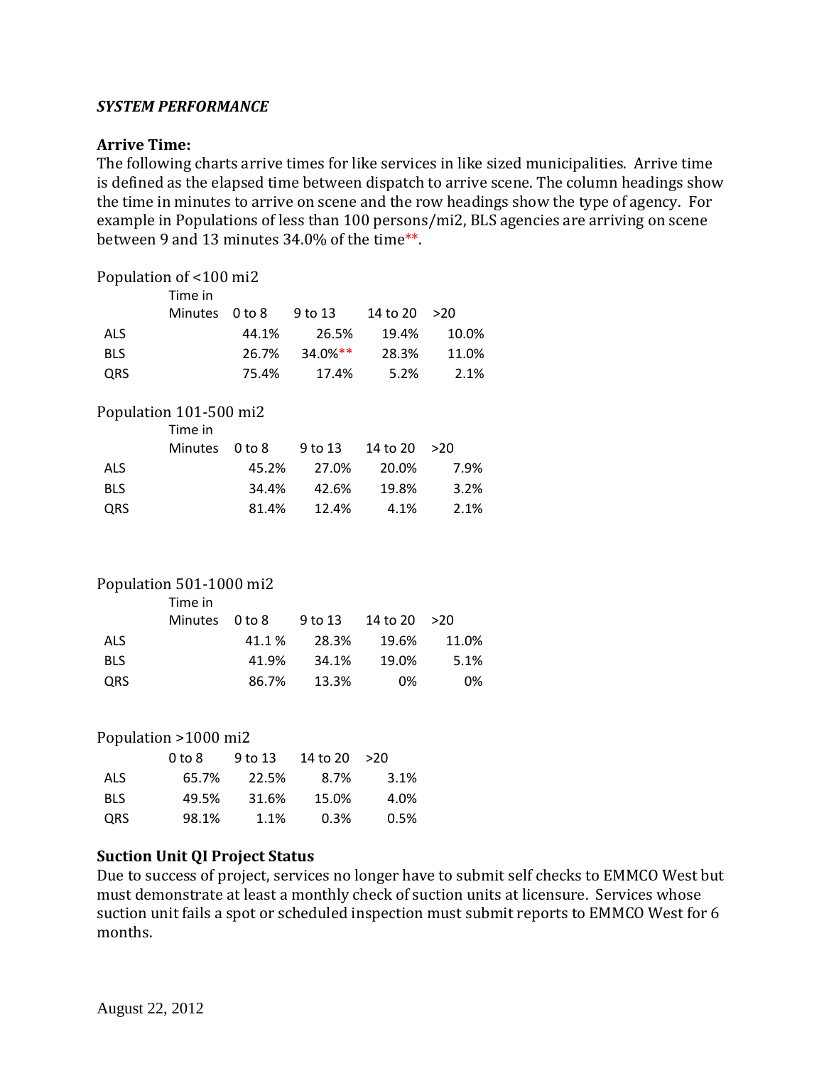***SYSTEM PERFORMANCE***

**Arrive Time:**
The following charts arrive times for like services in like sized municipalities. Arrive time is defined as the elapsed time between dispatch to arrive scene. The column headings show the time in minutes to arrive on scene and the row headings show the type of agency. For example in Populations of less than 100 persons/mi2, BLS agencies are arriving on scene between 9 and 13 minutes 34.0% of the time**.

Population of <100 mi2

| Time in Minutes | 0 to 8 | 9 to 13 | 14 to 20 | >20 |
|---|---|---|---|---|
| ALS | 44.1% | 26.5% | 19.4% | 10.0% |
| BLS | 26.7% | 34.0%** | 28.3% | 11.0% |
| QRS | 75.4% | 17.4% | 5.2% | 2.1% |

Population 101-500 mi2

| Time in Minutes | 0 to 8 | 9 to 13 | 14 to 20 | >20 |
|---|---|---|---|---|
| ALS | 45.2% | 27.0% | 20.0% | 7.9% |
| BLS | 34.4% | 42.6% | 19.8% | 3.2% |
| QRS | 81.4% | 12.4% | 4.1% | 2.1% |

Population 501-1000 mi2

| Time in Minutes | 0 to 8 | 9 to 13 | 14 to 20 | >20 |
|---|---|---|---|---|
| ALS | 41.1 % | 28.3% | 19.6% | 11.0% |
| BLS | 41.9% | 34.1% | 19.0% | 5.1% |
| QRS | 86.7% | 13.3% | 0% | 0% |

Population >1000 mi2

| | 0 to 8 | 9 to 13 | 14 to 20 | >20 |
|---|---|---|---|---|
| ALS | 65.7% | 22.5% | 8.7% | 3.1% |
| BLS | 49.5% | 31.6% | 15.0% | 4.0% |
| QRS | 98.1% | 1.1% | 0.3% | 0.5% |

**Suction Unit QI Project Status**
Due to success of project, services no longer have to submit self checks to EMMCO West but must demonstrate at least a monthly check of suction units at licensure. Services whose suction unit fails a spot or scheduled inspection must submit reports to EMMCO West for 6 months.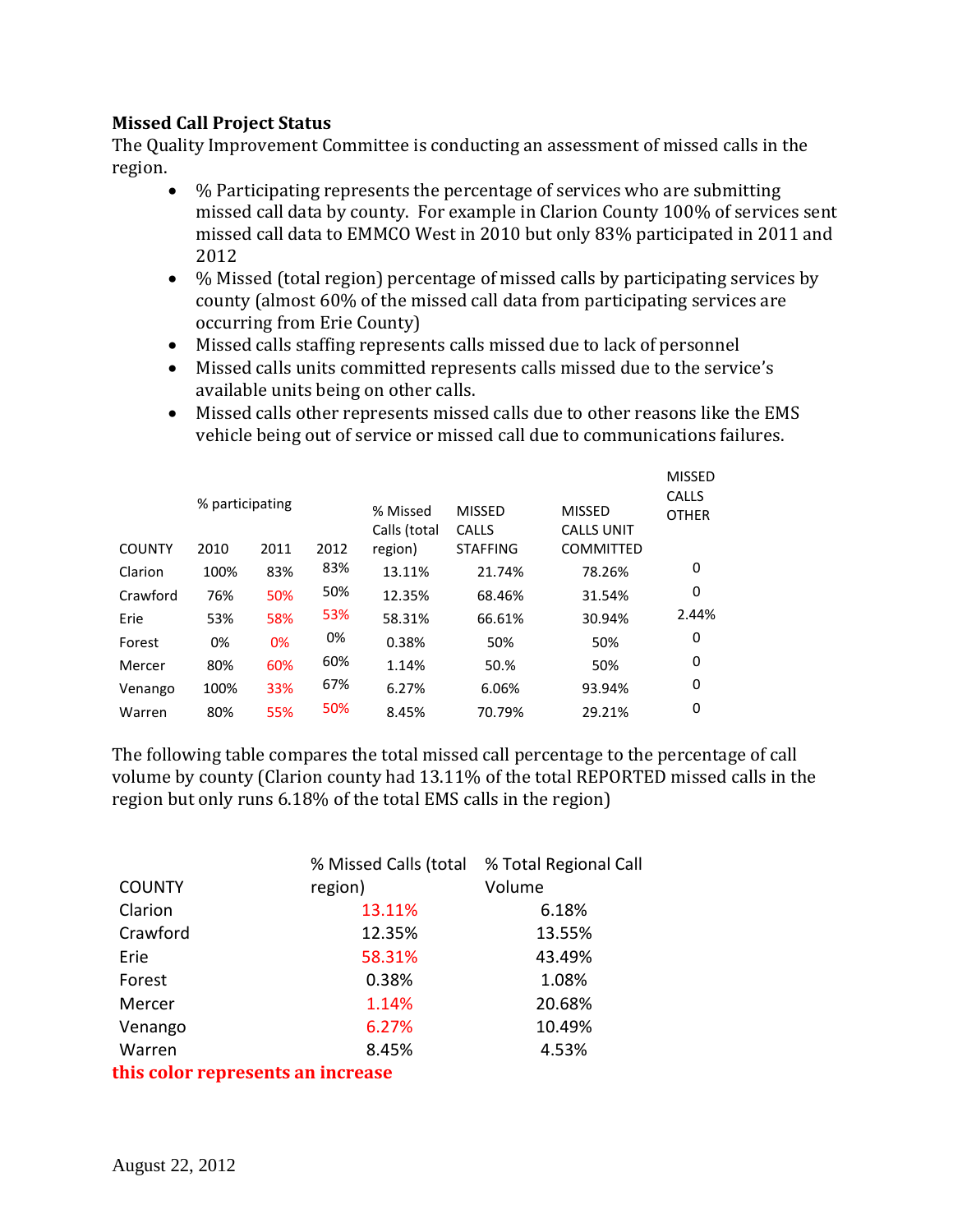**Missed Call Project Status**

The Quality Improvement Committee is conducting an assessment of missed calls in the region.

- % Participating represents the percentage of services who are submitting missed call data by county. For example in Clarion County 100% of services sent missed call data to EMMCO West in 2010 but only 83% participated in 2011 and 2012
- % Missed (total region) percentage of missed calls by participating services by county (almost 60% of the missed call data from participating services are occurring from Erie County)
- Missed calls staffing represents calls missed due to lack of personnel
- Missed calls units committed represents calls missed due to the service's available units being on other calls.
- Missed calls other represents missed calls due to other reasons like the EMS vehicle being out of service or missed call due to communications failures.

| COUNTY | % participating 2010 | 2011 | 2012 | % Missed Calls (total region) | MISSED CALLS STAFFING | MISSED CALLS UNIT COMMITTED | MISSED CALLS OTHER |
|---|---|---|---|---|---|---|---|
| Clarion | 100% | 83% | 83% | 13.11% | 21.74% | 78.26% | 0 |
| Crawford | 76% | 50% | 50% | 12.35% | 68.46% | 31.54% | 0 |
| Erie | 53% | 58% | 53% | 58.31% | 66.61% | 30.94% | 2.44% |
| Forest | 0% | 0% | 0% | 0.38% | 50% | 50% | 0 |
| Mercer | 80% | 60% | 60% | 1.14% | 50.% | 50% | 0 |
| Venango | 100% | 33% | 67% | 6.27% | 6.06% | 93.94% | 0 |
| Warren | 80% | 55% | 50% | 8.45% | 70.79% | 29.21% | 0 |

The following table compares the total missed call percentage to the percentage of call volume by county (Clarion county had 13.11% of the total REPORTED missed calls in the region but only runs 6.18% of the total EMS calls in the region)

| COUNTY | % Missed Calls (total region) | % Total Regional Call Volume |
|---|---|---|
| Clarion | 13.11% | 6.18% |
| Crawford | 12.35% | 13.55% |
| Erie | 58.31% | 43.49% |
| Forest | 0.38% | 1.08% |
| Mercer | 1.14% | 20.68% |
| Venango | 6.27% | 10.49% |
| Warren | 8.45% | 4.53% |

**this color represents an increase**

August 22, 2012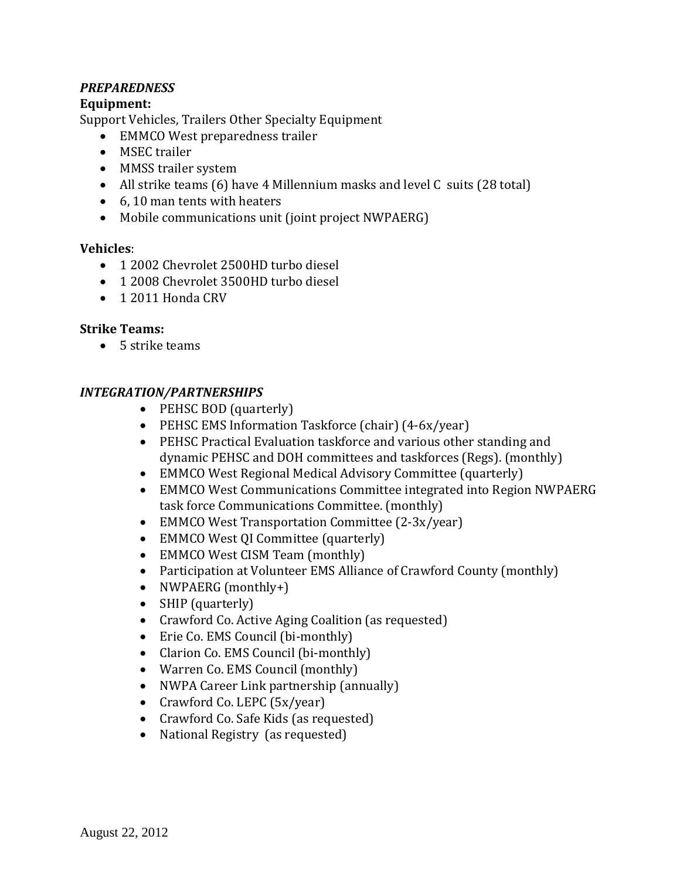***PREPAREDNESS***

**Equipment:**

Support Vehicles, Trailers Other Specialty Equipment

- EMMCO West preparedness trailer
- MSEC trailer
- MMSS trailer system
- All strike teams (6) have 4 Millennium masks and level C suits (28 total)
- 6, 10 man tents with heaters
- Mobile communications unit (joint project NWPAERG)

**Vehicles**:

- 1 2002 Chevrolet 2500HD turbo diesel
- 1 2008 Chevrolet 3500HD turbo diesel
- 1 2011 Honda CRV

**Strike Teams:**

- 5 strike teams

***INTEGRATION/PARTNERSHIPS***

- PEHSC BOD (quarterly)
- PEHSC EMS Information Taskforce (chair) (4-6x/year)
- PEHSC Practical Evaluation taskforce and various other standing and dynamic PEHSC and DOH committees and taskforces (Regs). (monthly)
- EMMCO West Regional Medical Advisory Committee (quarterly)
- EMMCO West Communications Committee integrated into Region NWPAERG task force Communications Committee. (monthly)
- EMMCO West Transportation Committee (2-3x/year)
- EMMCO West QI Committee (quarterly)
- EMMCO West CISM Team (monthly)
- Participation at Volunteer EMS Alliance of Crawford County (monthly)
- NWPAERG (monthly+)
- SHIP (quarterly)
- Crawford Co. Active Aging Coalition (as requested)
- Erie Co. EMS Council (bi-monthly)
- Clarion Co. EMS Council (bi-monthly)
- Warren Co. EMS Council (monthly)
- NWPA Career Link partnership (annually)
- Crawford Co. LEPC (5x/year)
- Crawford Co. Safe Kids (as requested)
- National Registry (as requested)

August 22, 2012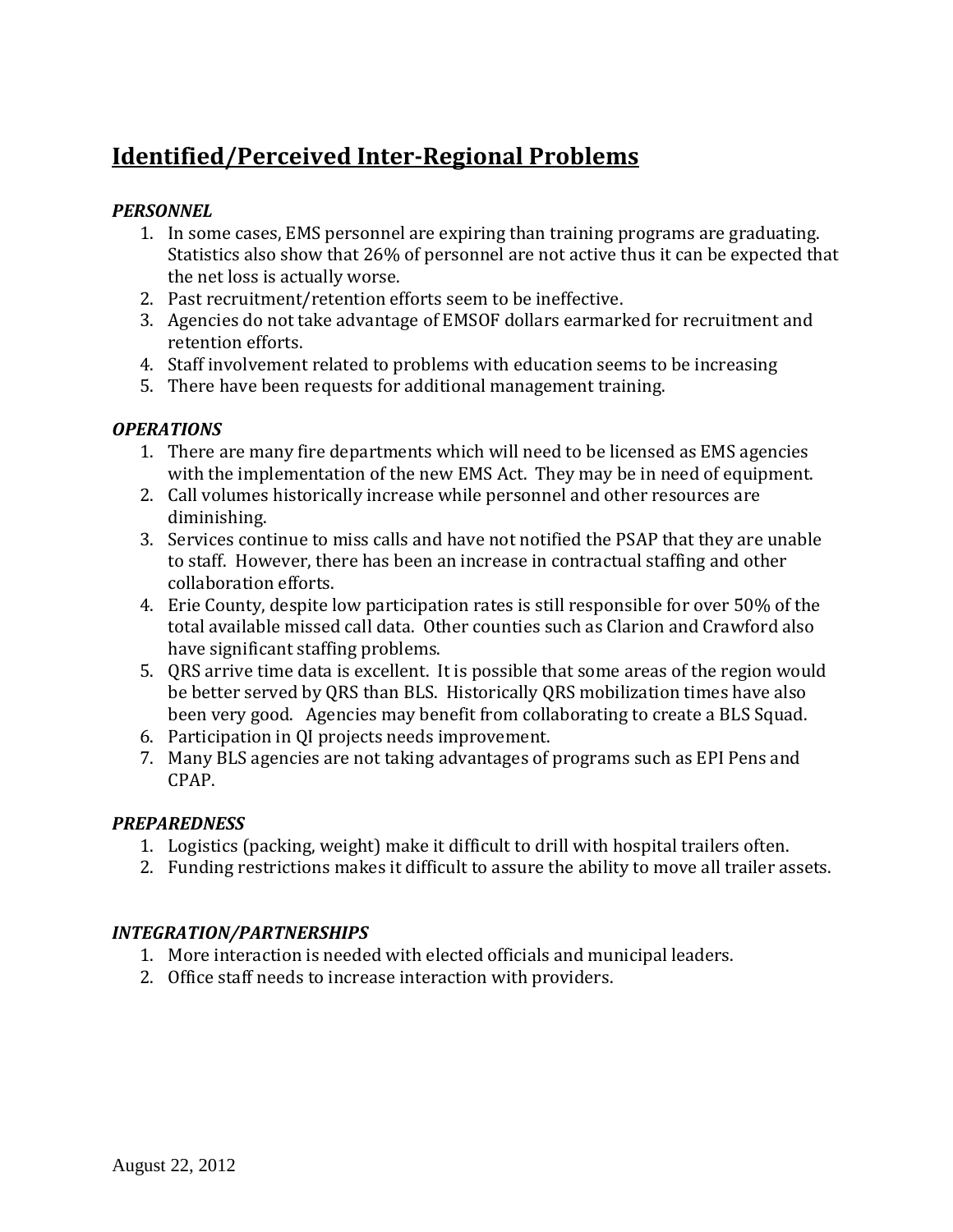## Identified/Perceived Inter-Regional Problems

### *PERSONNEL*

1. In some cases, EMS personnel are expiring than training programs are graduating. Statistics also show that 26% of personnel are not active thus it can be expected that the net loss is actually worse.
2. Past recruitment/retention efforts seem to be ineffective.
3. Agencies do not take advantage of EMSOF dollars earmarked for recruitment and retention efforts.
4. Staff involvement related to problems with education seems to be increasing
5. There have been requests for additional management training.

### *OPERATIONS*

1. There are many fire departments which will need to be licensed as EMS agencies with the implementation of the new EMS Act. They may be in need of equipment.
2. Call volumes historically increase while personnel and other resources are diminishing.
3. Services continue to miss calls and have not notified the PSAP that they are unable to staff. However, there has been an increase in contractual staffing and other collaboration efforts.
4. Erie County, despite low participation rates is still responsible for over 50% of the total available missed call data. Other counties such as Clarion and Crawford also have significant staffing problems.
5. QRS arrive time data is excellent. It is possible that some areas of the region would be better served by QRS than BLS. Historically QRS mobilization times have also been very good. Agencies may benefit from collaborating to create a BLS Squad.
6. Participation in QI projects needs improvement.
7. Many BLS agencies are not taking advantages of programs such as EPI Pens and CPAP.

### *PREPAREDNESS*

1. Logistics (packing, weight) make it difficult to drill with hospital trailers often.
2. Funding restrictions makes it difficult to assure the ability to move all trailer assets.

### *INTEGRATION/PARTNERSHIPS*

1. More interaction is needed with elected officials and municipal leaders.
2. Office staff needs to increase interaction with providers.

August 22, 2012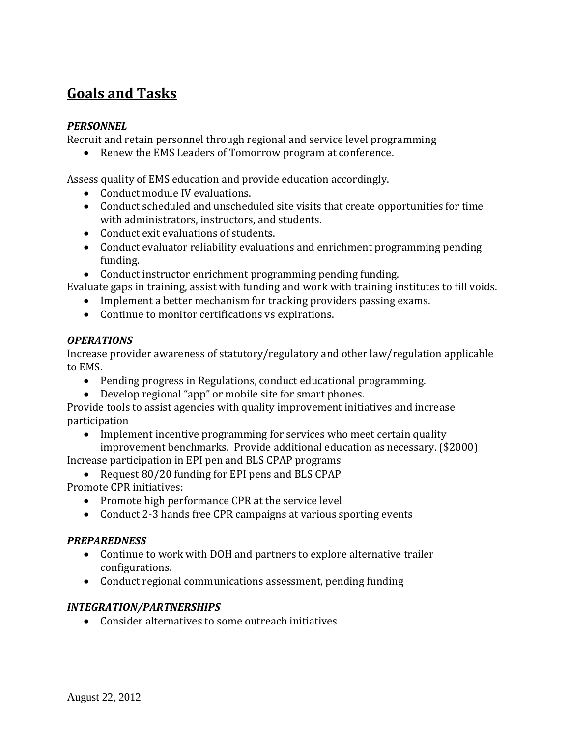## Goals and Tasks

### *PERSONNEL*

Recruit and retain personnel through regional and service level programming

- Renew the EMS Leaders of Tomorrow program at conference.

Assess quality of EMS education and provide education accordingly.

- Conduct module IV evaluations.
- Conduct scheduled and unscheduled site visits that create opportunities for time with administrators, instructors, and students.
- Conduct exit evaluations of students.
- Conduct evaluator reliability evaluations and enrichment programming pending funding.
- Conduct instructor enrichment programming pending funding.

Evaluate gaps in training, assist with funding and work with training institutes to fill voids.

- Implement a better mechanism for tracking providers passing exams.
- Continue to monitor certifications vs expirations.

### *OPERATIONS*

Increase provider awareness of statutory/regulatory and other law/regulation applicable to EMS.

- Pending progress in Regulations, conduct educational programming.
- Develop regional "app" or mobile site for smart phones.

Provide tools to assist agencies with quality improvement initiatives and increase participation

- Implement incentive programming for services who meet certain quality improvement benchmarks. Provide additional education as necessary. ($2000)

Increase participation in EPI pen and BLS CPAP programs

- Request 80/20 funding for EPI pens and BLS CPAP

Promote CPR initiatives:

- Promote high performance CPR at the service level
- Conduct 2-3 hands free CPR campaigns at various sporting events

### *PREPAREDNESS*

- Continue to work with DOH and partners to explore alternative trailer configurations.
- Conduct regional communications assessment, pending funding

### *INTEGRATION/PARTNERSHIPS*

- Consider alternatives to some outreach initiatives

August 22, 2012